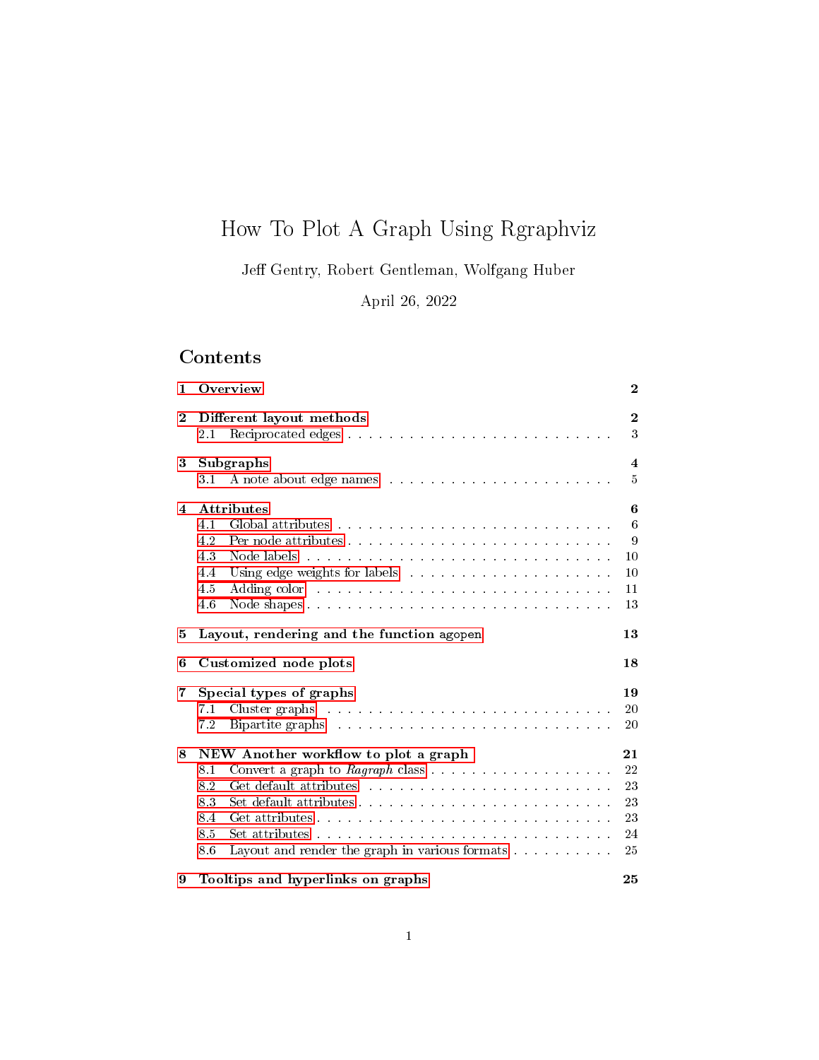# How To Plot A Graph Using Rgraphviz

Jeff Gentry, Robert Gentleman, Wolfgang Huber

April 26, 2022

## Contents

| | |
|---|---|
| **1 Overview** | **2** |
| **2 Different layout methods** | **2** |
| 2.1 Reciprocated edges | 3 |
| **3 Subgraphs** | **4** |
| 3.1 A note about edge names | 5 |
| **4 Attributes** | **6** |
| 4.1 Global attributes | 6 |
| 4.2 Per node attributes | 9 |
| 4.3 Node labels | 10 |
| 4.4 Using edge weights for labels | 10 |
| 4.5 Adding color | 11 |
| 4.6 Node shapes | 13 |
| **5 Layout, rendering and the function agopen** | **13** |
| **6 Customized node plots** | **18** |
| **7 Special types of graphs** | **19** |
| 7.1 Cluster graphs | 20 |
| 7.2 Bipartite graphs | 20 |
| **8 NEW Another workflow to plot a graph** | **21** |
| 8.1 Convert a graph to *Ragraph* class | 22 |
| 8.2 Get default attributes | 23 |
| 8.3 Set default attributes | 23 |
| 8.4 Get attributes | 23 |
| 8.5 Set attributes | 24 |
| 8.6 Layout and render the graph in various formats | 25 |
| **9 Tooltips and hyperlinks on graphs** | **25** |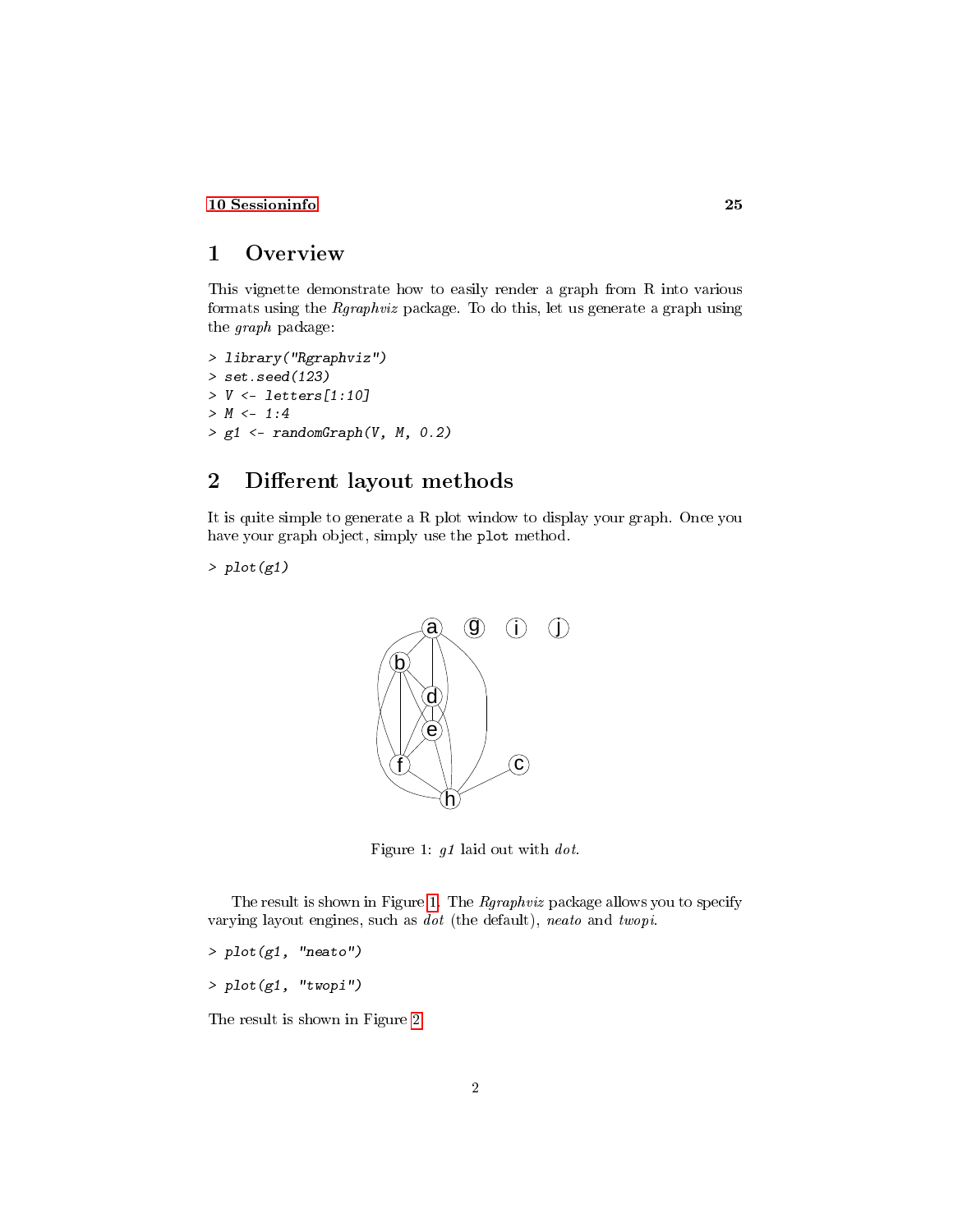10 Sessioninfo 25

# 1 Overview

This vignette demonstrate how to easily render a graph from R into various formats using the *Rgraphviz* package. To do this, let us generate a graph using the *graph* package:

```
> library("Rgraphviz")
> set.seed(123)
> V <- letters[1:10]
> M <- 1:4
> g1 <- randomGraph(V, M, 0.2)
```

# 2 Different layout methods

It is quite simple to generate a R plot window to display your graph. Once you have your graph object, simply use the `plot` method.

```
> plot(g1)
```

Figure 1: *g1* laid out with *dot*.

The result is shown in Figure 1. The *Rgraphviz* package allows you to specify varying layout engines, such as *dot* (the default), *neato* and *twopi*.

```
> plot(g1, "neato")
```

```
> plot(g1, "twopi")
```

The result is shown in Figure 2.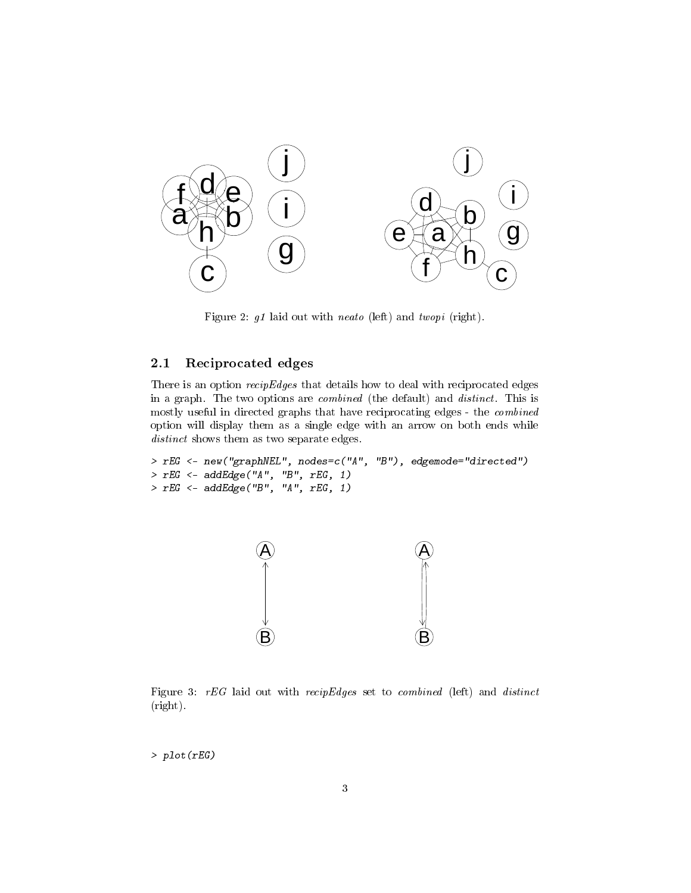Figure 2: *g1* laid out with *neato* (left) and *twopi* (right).

## 2.1 Reciprocated edges

There is an option *recipEdges* that details how to deal with reciprocated edges in a graph. The two options are *combined* (the default) and *distinct*. This is mostly useful in directed graphs that have reciprocating edges - the *combined* option will display them as a single edge with an arrow on both ends while *distinct* shows them as two separate edges.

```
> rEG <- new("graphNEL", nodes=c("A", "B"), edgemode="directed")
> rEG <- addEdge("A", "B", rEG, 1)
> rEG <- addEdge("B", "A", rEG, 1)
```

Figure 3: *rEG* laid out with *recipEdges* set to *combined* (left) and *distinct* (right).

```
> plot(rEG)
```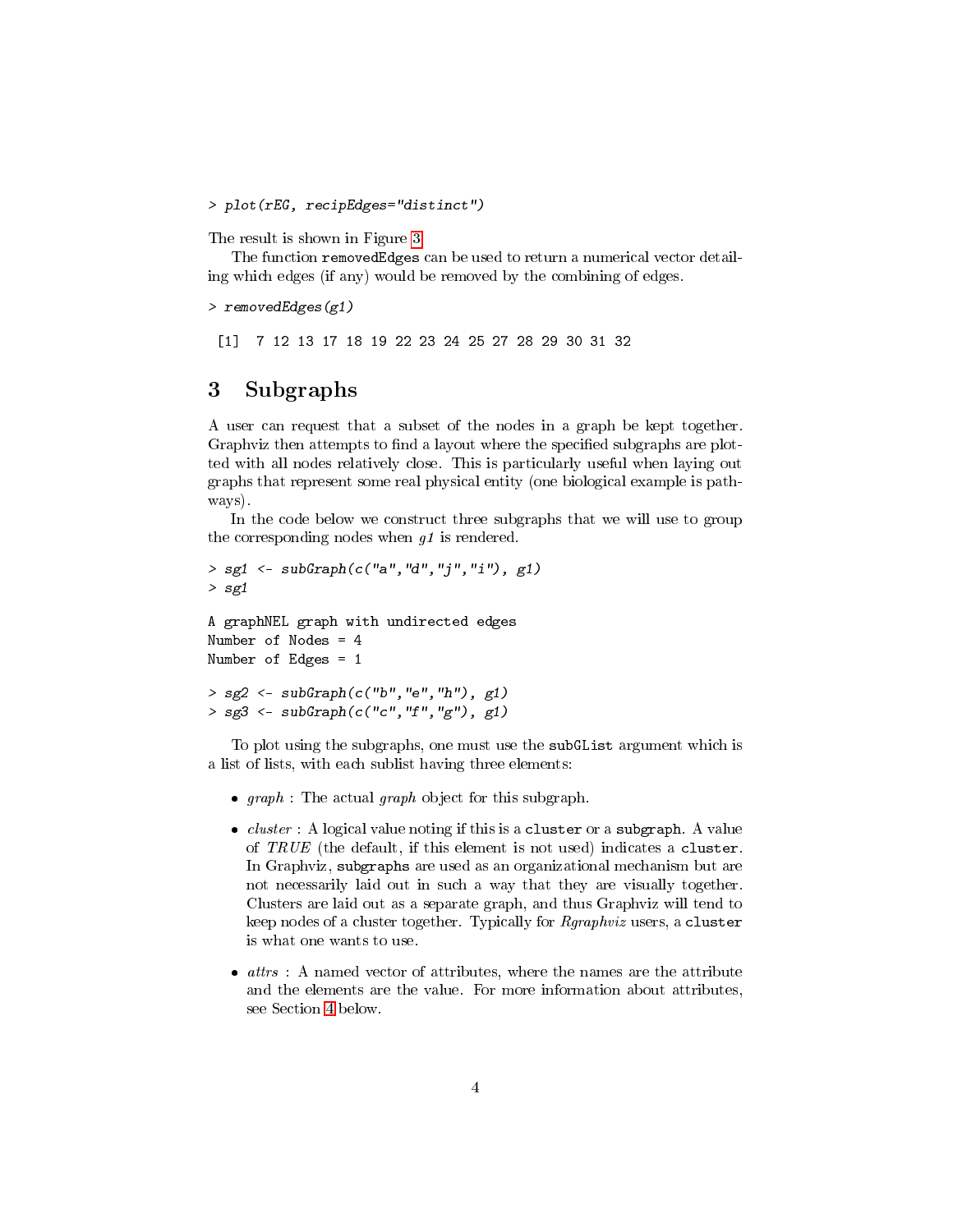```
> plot(rEG, recipEdges="distinct")
```

The result is shown in Figure 3.

The function `removedEdges` can be used to return a numerical vector detailing which edges (if any) would be removed by the combining of edges.

```
> removedEdges(g1)

 [1]  7 12 13 17 18 19 22 23 24 25 27 28 29 30 31 32
```

## 3 Subgraphs

A user can request that a subset of the nodes in a graph be kept together. Graphviz then attempts to find a layout where the specified subgraphs are plotted with all nodes relatively close. This is particularly useful when laying out graphs that represent some real physical entity (one biological example is pathways).

In the code below we construct three subgraphs that we will use to group the corresponding nodes when *g1* is rendered.

```
> sg1 <- subGraph(c("a","d","j","i"), g1)
> sg1

A graphNEL graph with undirected edges
Number of Nodes = 4
Number of Edges = 1

> sg2 <- subGraph(c("b","e","h"), g1)
> sg3 <- subGraph(c("c","f","g"), g1)
```

To plot using the subgraphs, one must use the `subGList` argument which is a list of lists, with each sublist having three elements:

- *graph* : The actual *graph* object for this subgraph.
- *cluster* : A logical value noting if this is a `cluster` or a `subgraph`. A value of *TRUE* (the default, if this element is not used) indicates a `cluster`. In Graphviz, `subgraphs` are used as an organizational mechanism but are not necessarily laid out in such a way that they are visually together. Clusters are laid out as a separate graph, and thus Graphviz will tend to keep nodes of a cluster together. Typically for *Rgraphviz* users, a `cluster` is what one wants to use.
- *attrs* : A named vector of attributes, where the names are the attribute and the elements are the value. For more information about attributes, see Section 4 below.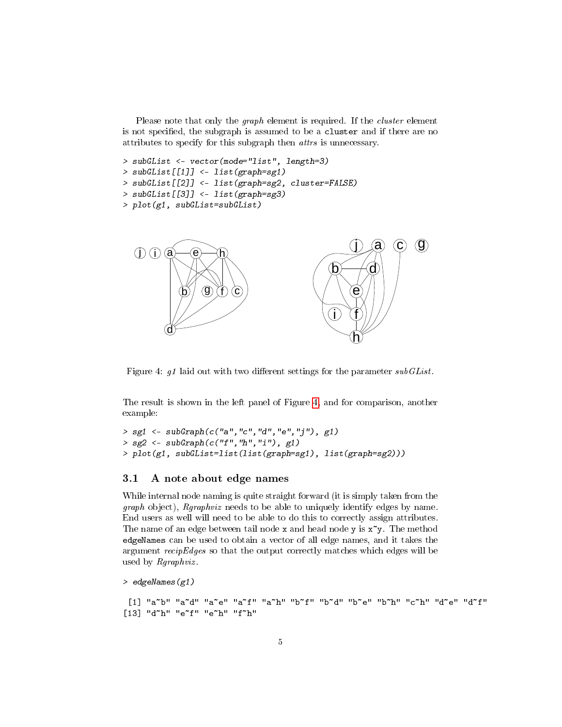Please note that only the *graph* element is required. If the *cluster* element is not specified, the subgraph is assumed to be a `cluster` and if there are no attributes to specify for this subgraph then *attrs* is unnecessary.

```
> subGList <- vector(mode="list", length=3)
> subGList[[1]] <- list(graph=sg1)
> subGList[[2]] <- list(graph=sg2, cluster=FALSE)
> subGList[[3]] <- list(graph=sg3)
> plot(g1, subGList=subGList)
```

Figure 4: *g1* laid out with two different settings for the parameter *subGList*.

The result is shown in the left panel of Figure 4, and for comparison, another example:

```
> sg1 <- subGraph(c("a","c","d","e","j"), g1)
> sg2 <- subGraph(c("f","h","i"), g1)
> plot(g1, subGList=list(list(graph=sg1), list(graph=sg2)))
```

### 3.1 A note about edge names

While internal node naming is quite straight forward (it is simply taken from the *graph* object), *Rgraphviz* needs to be able to uniquely identify edges by name. End users as well will need to be able to do this to correctly assign attributes. The name of an edge between tail node `x` and head node `y` is `x~y`. The method `edgeNames` can be used to obtain a vector of all edge names, and it takes the argument *recipEdges* so that the output correctly matches which edges will be used by *Rgraphviz*.

```
> edgeNames(g1)

 [1] "a~b" "a~d" "a~e" "a~f" "a~h" "b~f" "b~d" "b~e" "b~h" "c~h" "d~e" "d~f"
[13] "d~h" "e~f" "e~h" "f~h"
```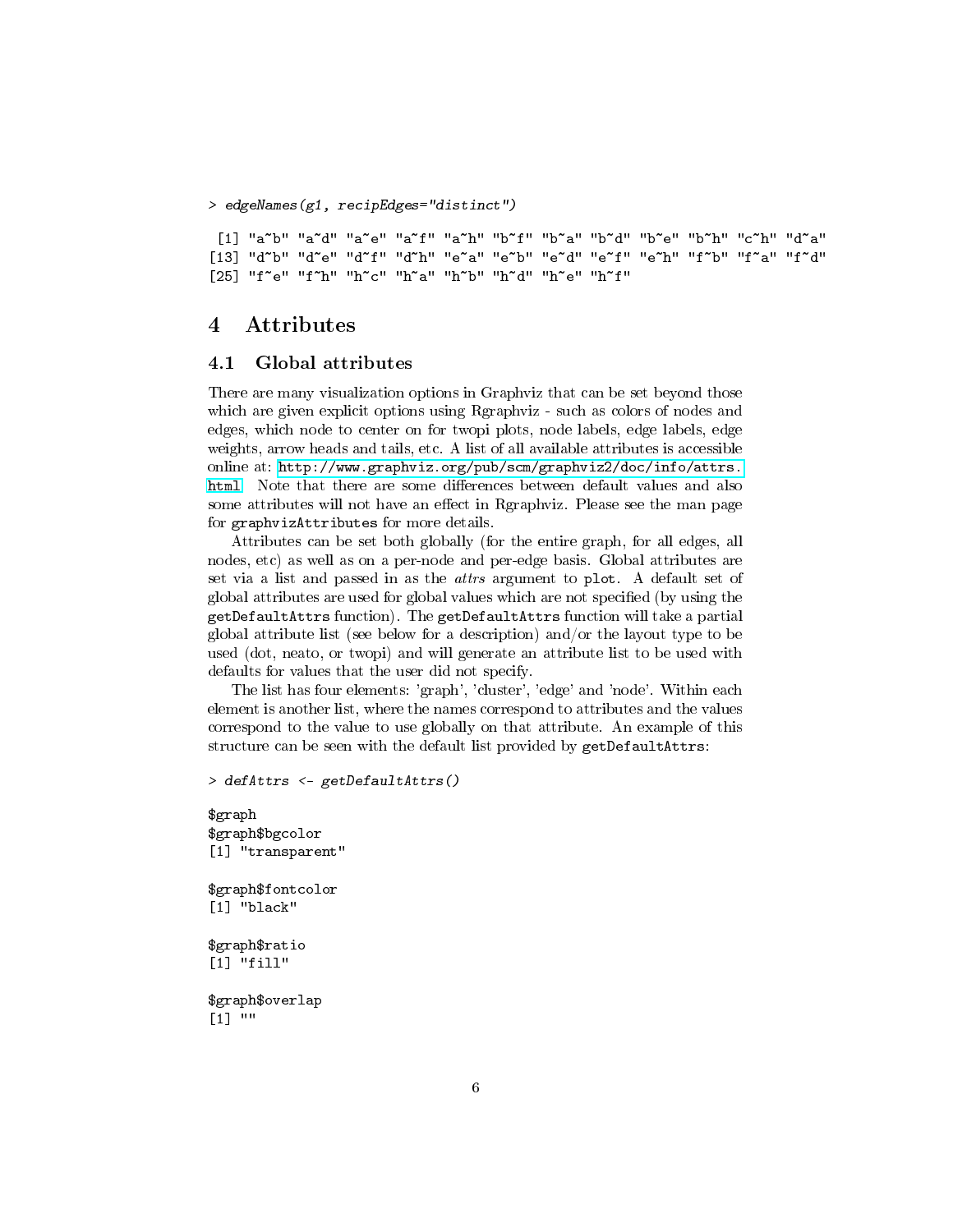```
> edgeNames(g1, recipEdges="distinct")

 [1] "a~b" "a~d" "a~e" "a~f" "a~h" "b~f" "b~a" "b~d" "b~e" "b~h" "c~h" "d~a"
[13] "d~b" "d~e" "d~f" "d~h" "e~a" "e~b" "e~d" "e~f" "e~h" "f~b" "f~a" "f~d"
[25] "f~e" "f~h" "h~c" "h~a" "h~b" "h~d" "h~e" "h~f"
```

# 4 Attributes

## 4.1 Global attributes

There are many visualization options in Graphviz that can be set beyond those which are given explicit options using Rgraphviz - such as colors of nodes and edges, which node to center on for twopi plots, node labels, edge labels, edge weights, arrow heads and tails, etc. A list of all available attributes is accessible online at: http://www.graphviz.org/pub/scm/graphviz2/doc/info/attrs.html. Note that there are some differences between default values and also some attributes will not have an effect in Rgraphviz. Please see the man page for `graphvizAttributes` for more details.

Attributes can be set both globally (for the entire graph, for all edges, all nodes, etc) as well as on a per-node and per-edge basis. Global attributes are set via a list and passed in as the *attrs* argument to `plot`. A default set of global attributes are used for global values which are not specified (by using the `getDefaultAttrs` function). The `getDefaultAttrs` function will take a partial global attribute list (see below for a description) and/or the layout type to be used (dot, neato, or twopi) and will generate an attribute list to be used with defaults for values that the user did not specify.

The list has four elements: 'graph', 'cluster', 'edge' and 'node'. Within each element is another list, where the names correspond to attributes and the values correspond to the value to use globally on that attribute. An example of this structure can be seen with the default list provided by `getDefaultAttrs`:

```
> defAttrs <- getDefaultAttrs()

$graph
$graph$bgcolor
[1] "transparent"

$graph$fontcolor
[1] "black"

$graph$ratio
[1] "fill"

$graph$overlap
[1] ""
```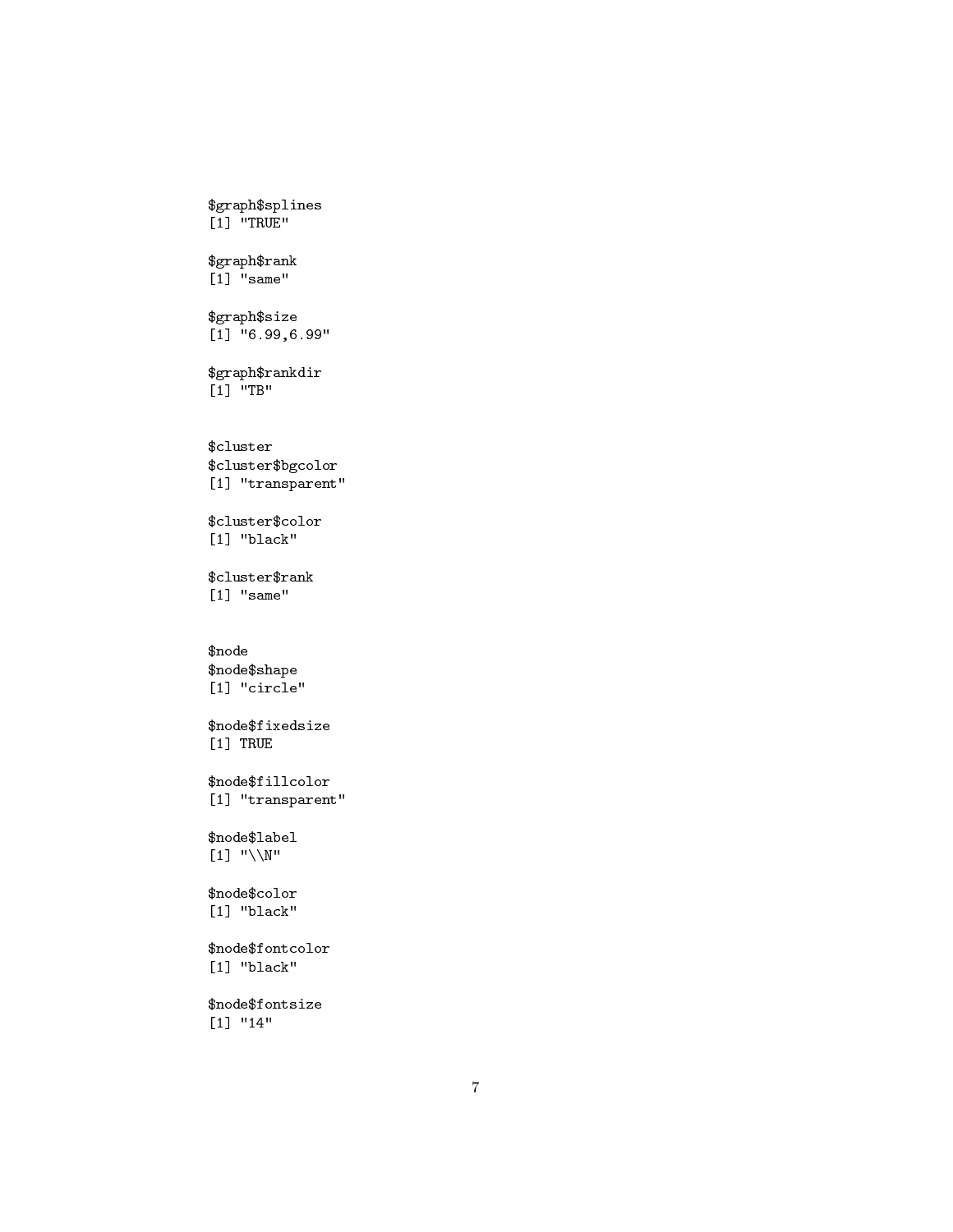```
$graph$splines
[1] "TRUE"

$graph$rank
[1] "same"

$graph$size
[1] "6.99,6.99"

$graph$rankdir
[1] "TB"


$cluster
$cluster$bgcolor
[1] "transparent"

$cluster$color
[1] "black"

$cluster$rank
[1] "same"


$node
$node$shape
[1] "circle"

$node$fixedsize
[1] TRUE

$node$fillcolor
[1] "transparent"

$node$label
[1] "\\N"

$node$color
[1] "black"

$node$fontcolor
[1] "black"

$node$fontsize
[1] "14"
```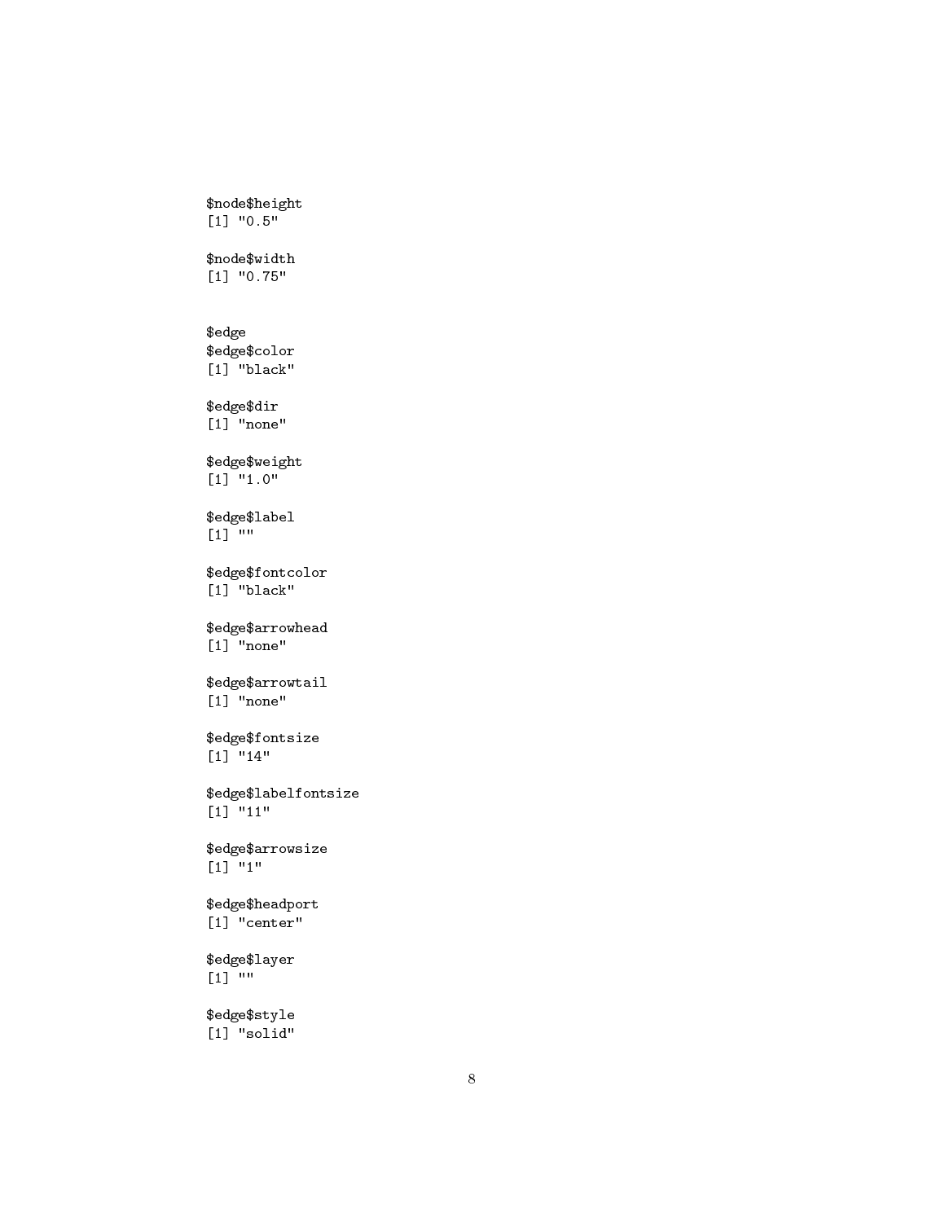```
$node$height
[1] "0.5"

$node$width
[1] "0.75"


$edge
$edge$color
[1] "black"

$edge$dir
[1] "none"

$edge$weight
[1] "1.0"

$edge$label
[1] ""

$edge$fontcolor
[1] "black"

$edge$arrowhead
[1] "none"

$edge$arrowtail
[1] "none"

$edge$fontsize
[1] "14"

$edge$labelfontsize
[1] "11"

$edge$arrowsize
[1] "1"

$edge$headport
[1] "center"

$edge$layer
[1] ""

$edge$style
[1] "solid"
```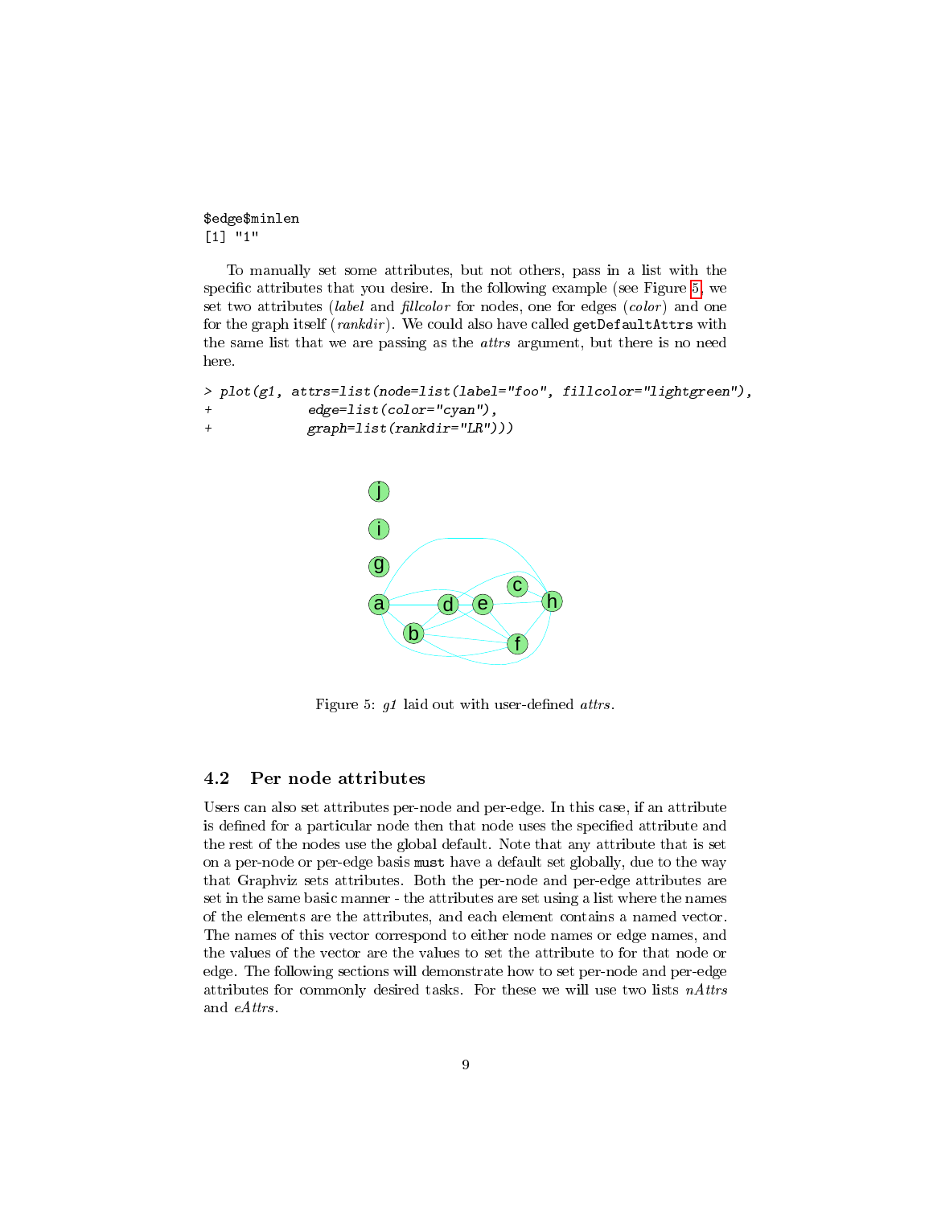```
$edge$minlen
[1] "1"
```

To manually set some attributes, but not others, pass in a list with the specific attributes that you desire. In the following example (see Figure 5, we set two attributes (*label* and *fillcolor* for nodes, one for edges (*color*) and one for the graph itself (*rankdir*). We could also have called `getDefaultAttrs` with the same list that we are passing as the *attrs* argument, but there is no need here.

```
> plot(g1, attrs=list(node=list(label="foo", fillcolor="lightgreen"),
+            edge=list(color="cyan"),
+            graph=list(rankdir="LR")))
```

Figure 5: *g1* laid out with user-defined *attrs*.

### 4.2 Per node attributes

Users can also set attributes per-node and per-edge. In this case, if an attribute is defined for a particular node then that node uses the specified attribute and the rest of the nodes use the global default. Note that any attribute that is set on a per-node or per-edge basis `must` have a default set globally, due to the way that Graphviz sets attributes. Both the per-node and per-edge attributes are set in the same basic manner - the attributes are set using a list where the names of the elements are the attributes, and each element contains a named vector. The names of this vector correspond to either node names or edge names, and the values of the vector are the values to set the attribute to for that node or edge. The following sections will demonstrate how to set per-node and per-edge attributes for commonly desired tasks. For these we will use two lists *nAttrs* and *eAttrs*.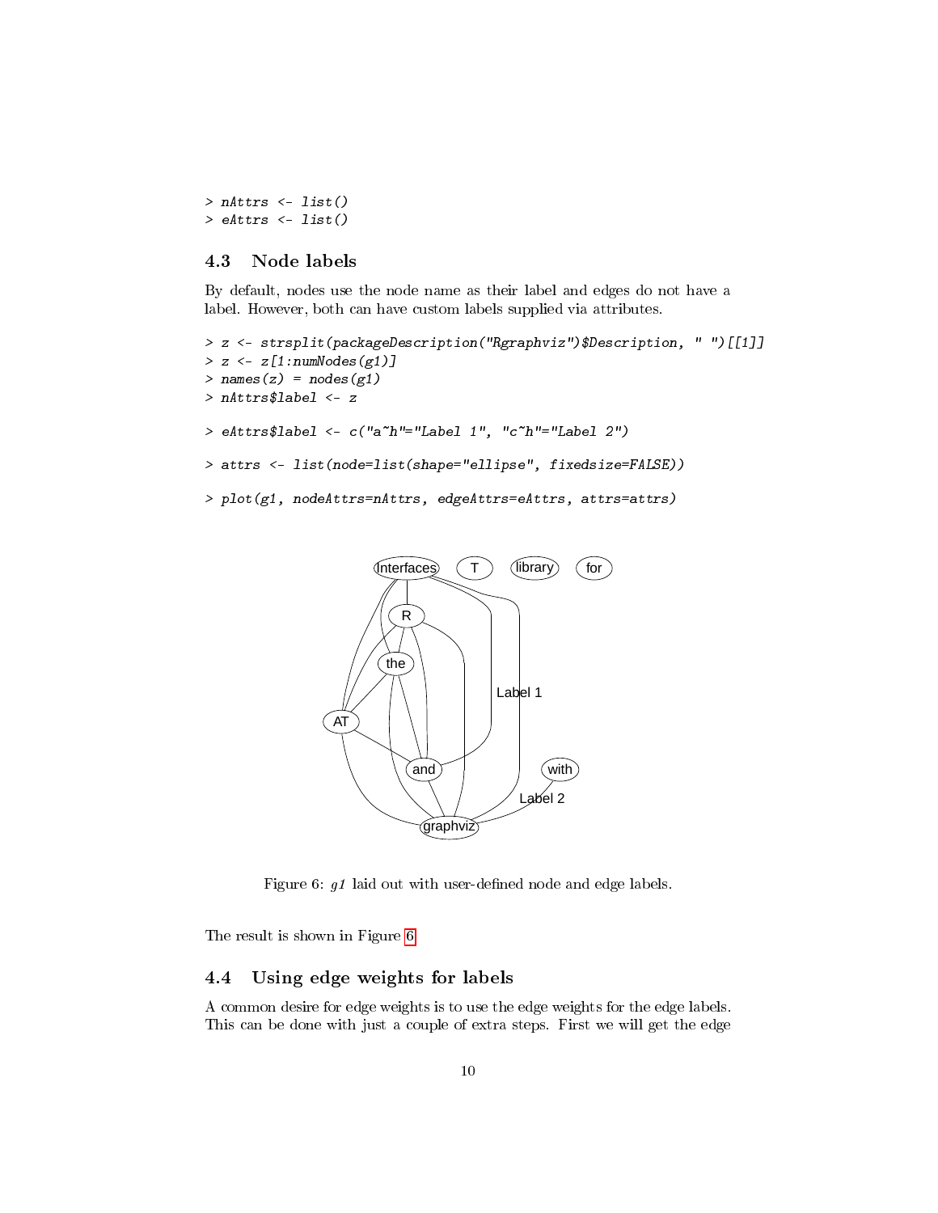```
> nAttrs <- list()
> eAttrs <- list()
```

### 4.3 Node labels

By default, nodes use the node name as their label and edges do not have a label. However, both can have custom labels supplied via attributes.

```
> z <- strsplit(packageDescription("Rgraphviz")$Description, " ")[[1]]
> z <- z[1:numNodes(g1)]
> names(z) = nodes(g1)
> nAttrs$label <- z

> eAttrs$label <- c("a~h"="Label 1", "c~h"="Label 2")

> attrs <- list(node=list(shape="ellipse", fixedsize=FALSE))

> plot(g1, nodeAttrs=nAttrs, edgeAttrs=eAttrs, attrs=attrs)
```

Figure 6: *g1* laid out with user-defined node and edge labels.

The result is shown in Figure 6.

### 4.4 Using edge weights for labels

A common desire for edge weights is to use the edge weights for the edge labels. This can be done with just a couple of extra steps. First we will get the edge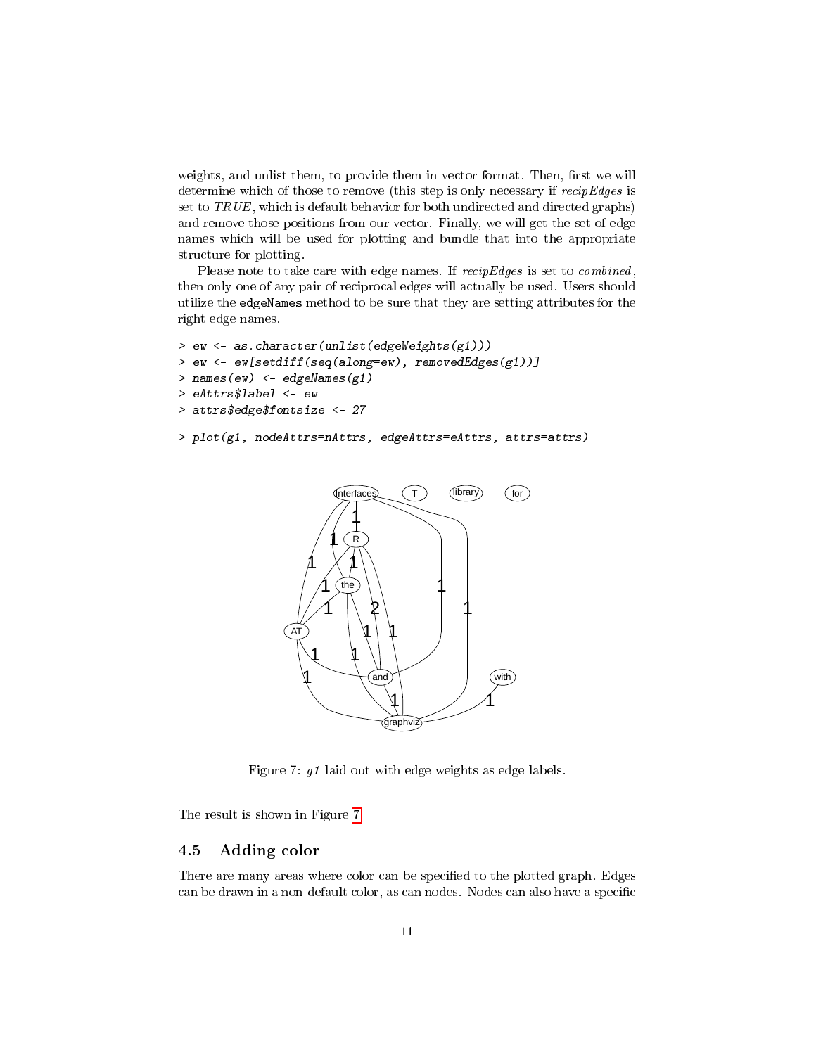weights, and unlist them, to provide them in vector format. Then, first we will determine which of those to remove (this step is only necessary if *recipEdges* is set to *TRUE*, which is default behavior for both undirected and directed graphs) and remove those positions from our vector. Finally, we will get the set of edge names which will be used for plotting and bundle that into the appropriate structure for plotting.

Please note to take care with edge names. If *recipEdges* is set to *combined*, then only one of any pair of reciprocal edges will actually be used. Users should utilize the `edgeNames` method to be sure that they are setting attributes for the right edge names.

```
> ew <- as.character(unlist(edgeWeights(g1)))
> ew <- ew[setdiff(seq(along=ew), removedEdges(g1))]
> names(ew) <- edgeNames(g1)
> eAttrs$label <- ew
> attrs$edge$fontsize <- 27
```

```
> plot(g1, nodeAttrs=nAttrs, edgeAttrs=eAttrs, attrs=attrs)
```

Figure 7: *g1* laid out with edge weights as edge labels.

The result is shown in Figure 7.

## 4.5 Adding color

There are many areas where color can be specified to the plotted graph. Edges can be drawn in a non-default color, as can nodes. Nodes can also have a specific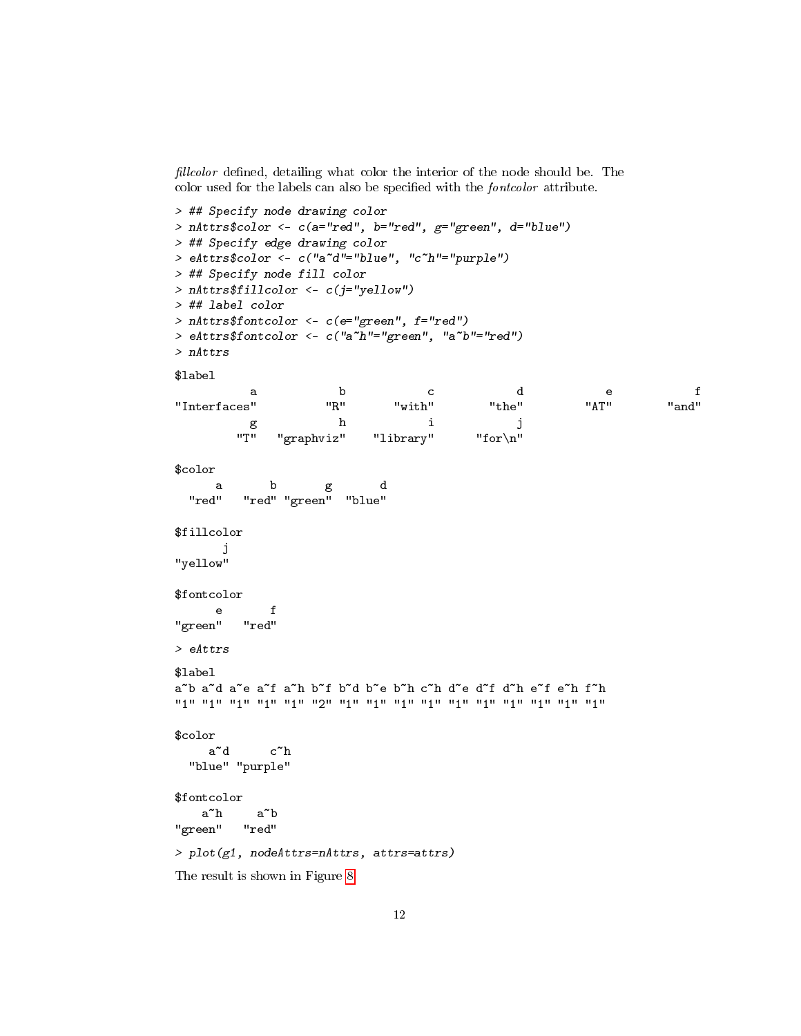*fillcolor* defined, detailing what color the interior of the node should be. The color used for the labels can also be specified with the *fontcolor* attribute.

```
> ## Specify node drawing color
> nAttrs$color <- c(a="red", b="red", g="green", d="blue")
> ## Specify edge drawing color
> eAttrs$color <- c("a~d"="blue", "c~h"="purple")
> ## Specify node fill color
> nAttrs$fillcolor <- c(j="yellow")
> ## label color
> nAttrs$fontcolor <- c(e="green", f="red")
> eAttrs$fontcolor <- c("a~h"="green", "a~b"="red")
> nAttrs

$label
           a            b            c            d            e            f
"Interfaces"          "R"       "with"        "the"         "AT"        "and"
           g            h            i            j
         "T"   "graphviz"    "library"      "for\n"

$color
      a       b       g       d
  "red"   "red" "green"  "blue"

$fillcolor
       j
"yellow"

$fontcolor
      e       f
"green"   "red"

> eAttrs

$label
a~b a~d a~e a~f a~h b~f b~d b~e b~h c~h d~e d~f d~h e~f e~h f~h
"1" "1" "1" "1" "1" "2" "1" "1" "1" "1" "1" "1" "1" "1" "1" "1"

$color
     a~d      c~h
  "blue" "purple"

$fontcolor
    a~h     a~b
"green"   "red"

> plot(g1, nodeAttrs=nAttrs, attrs=attrs)
```

The result is shown in Figure 8.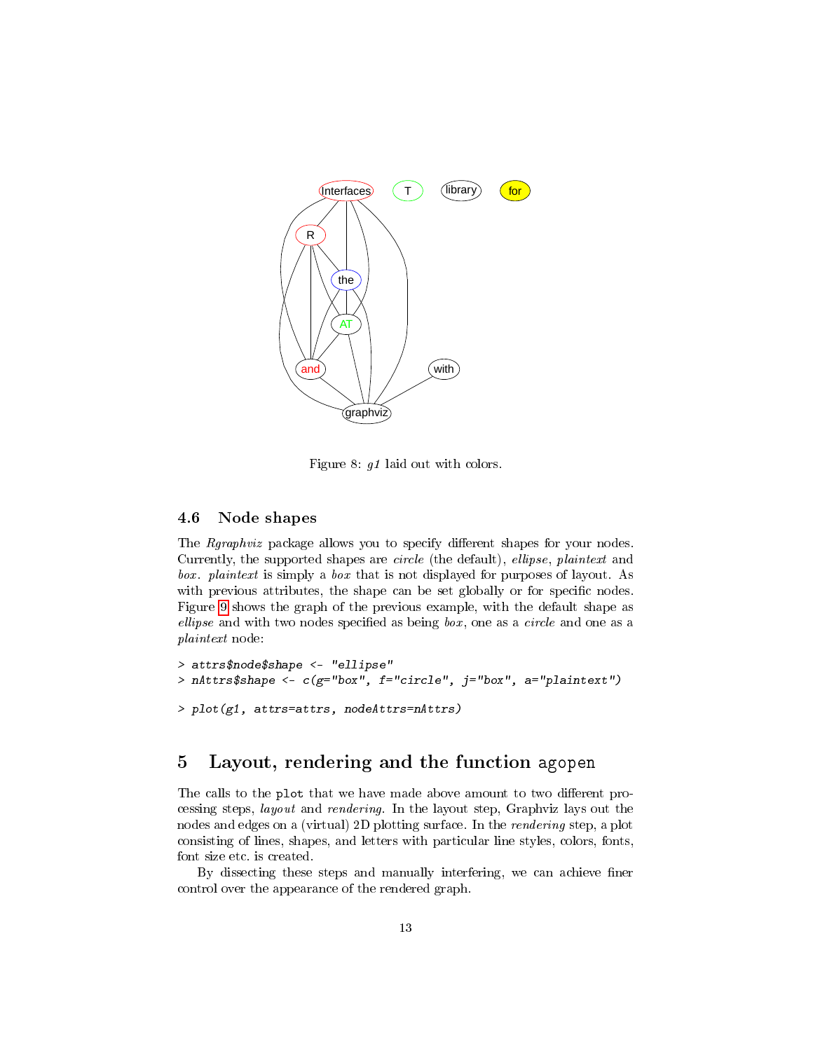Figure 8: *g1* laid out with colors.

### 4.6 Node shapes

The *Rgraphviz* package allows you to specify different shapes for your nodes. Currently, the supported shapes are *circle* (the default), *ellipse*, *plaintext* and *box*. *plaintext* is simply a *box* that is not displayed for purposes of layout. As with previous attributes, the shape can be set globally or for specific nodes. Figure 9 shows the graph of the previous example, with the default shape as *ellipse* and with two nodes specified as being *box*, one as a *circle* and one as a *plaintext* node:

```
> attrs$node$shape <- "ellipse"
> nAttrs$shape <- c(g="box", f="circle", j="box", a="plaintext")
```

```
> plot(g1, attrs=attrs, nodeAttrs=nAttrs)
```

## 5 Layout, rendering and the function `agopen`

The calls to the `plot` that we have made above amount to two different processing steps, *layout* and *rendering*. In the layout step, Graphviz lays out the nodes and edges on a (virtual) 2D plotting surface. In the *rendering* step, a plot consisting of lines, shapes, and letters with particular line styles, colors, fonts, font size etc. is created.

By dissecting these steps and manually interfering, we can achieve finer control over the appearance of the rendered graph.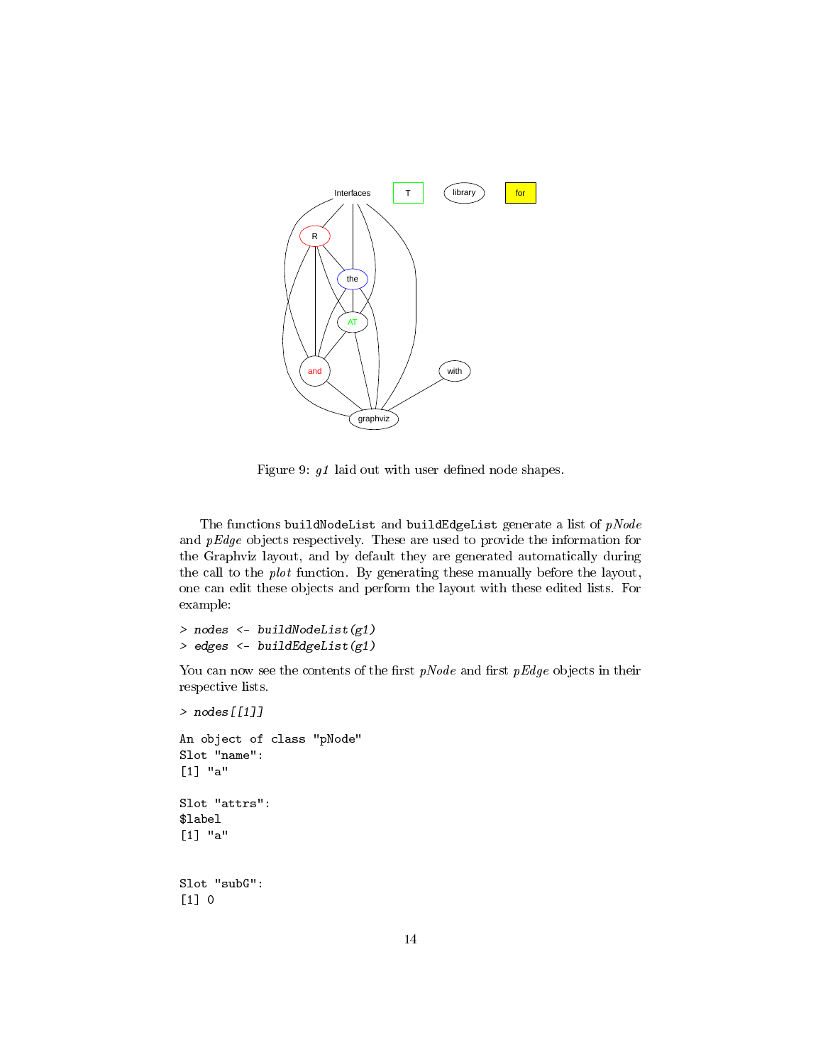Figure 9: *g1* laid out with user defined node shapes.

The functions `buildNodeList` and `buildEdgeList` generate a list of *pNode* and *pEdge* objects respectively. These are used to provide the information for the Graphviz layout, and by default they are generated automatically during the call to the *plot* function. By generating these manually before the layout, one can edit these objects and perform the layout with these edited lists. For example:

```
> nodes <- buildNodeList(g1)
> edges <- buildEdgeList(g1)
```

You can now see the contents of the first *pNode* and first *pEdge* objects in their respective lists.

```
> nodes[[1]]
```

```
An object of class "pNode"
Slot "name":
[1] "a"

Slot "attrs":
$label
[1] "a"


Slot "subG":
[1] 0
```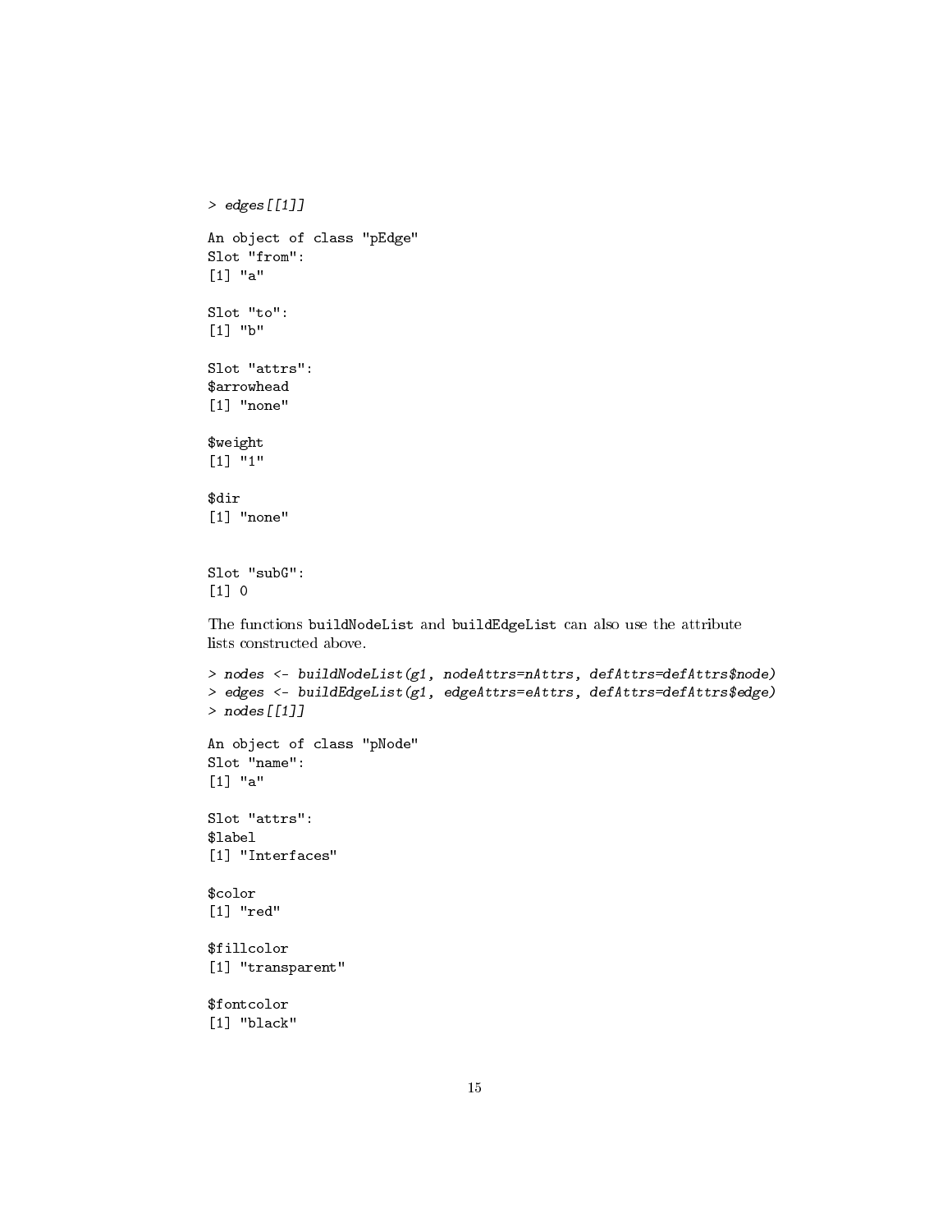```
> edges[[1]]
```

```
An object of class "pEdge"
Slot "from":
[1] "a"

Slot "to":
[1] "b"

Slot "attrs":
$arrowhead
[1] "none"

$weight
[1] "1"

$dir
[1] "none"


Slot "subG":
[1] 0
```

The functions buildNodeList and buildEdgeList can also use the attribute lists constructed above.

```
> nodes <- buildNodeList(g1, nodeAttrs=nAttrs, defAttrs=defAttrs$node)
> edges <- buildEdgeList(g1, edgeAttrs=eAttrs, defAttrs=defAttrs$edge)
> nodes[[1]]
```

```
An object of class "pNode"
Slot "name":
[1] "a"

Slot "attrs":
$label
[1] "Interfaces"

$color
[1] "red"

$fillcolor
[1] "transparent"

$fontcolor
[1] "black"
```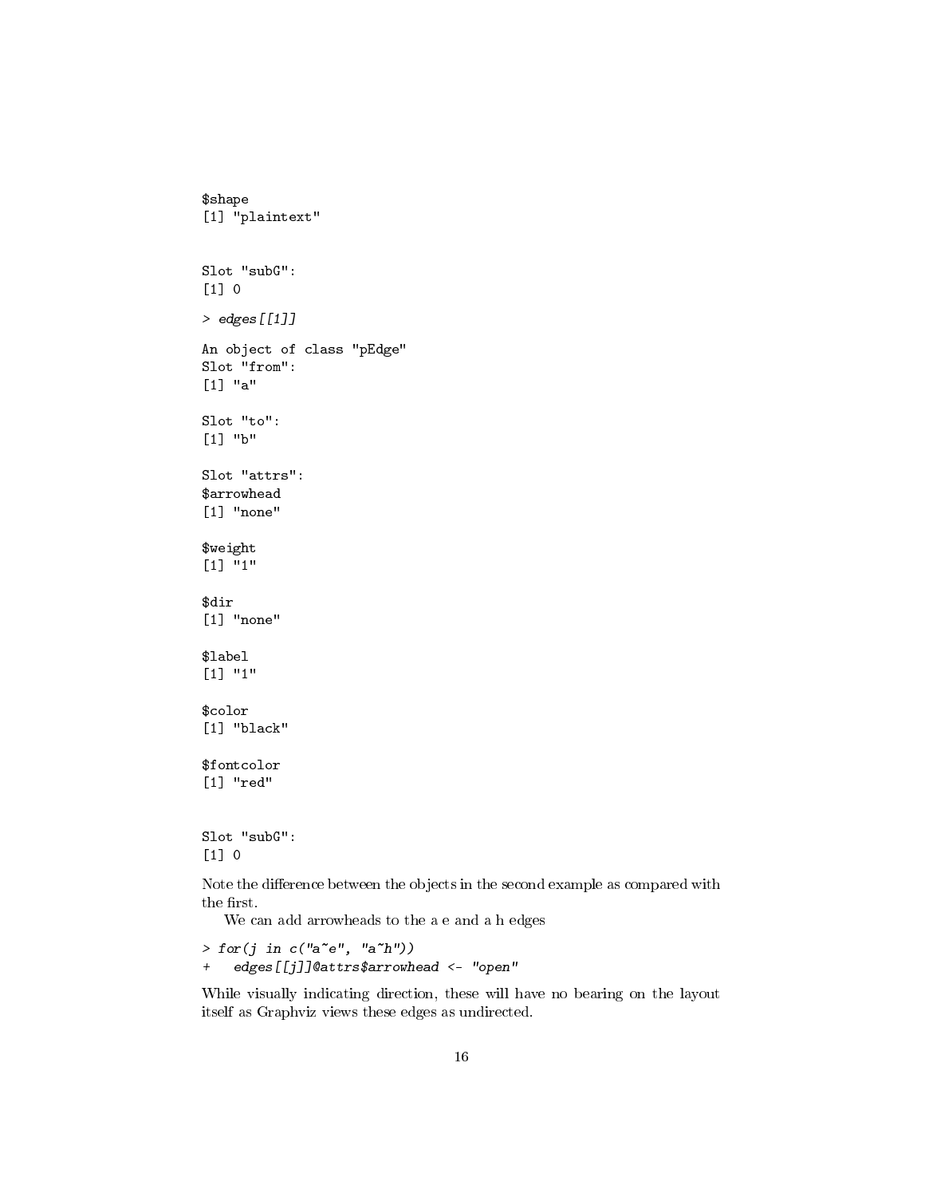```
$shape
[1] "plaintext"


Slot "subG":
[1] 0
```

```
> edges[[1]]
```

```
An object of class "pEdge"
Slot "from":
[1] "a"

Slot "to":
[1] "b"

Slot "attrs":
$arrowhead
[1] "none"

$weight
[1] "1"

$dir
[1] "none"

$label
[1] "1"

$color
[1] "black"

$fontcolor
[1] "red"


Slot "subG":
[1] 0
```

Note the difference between the objects in the second example as compared with the first.

We can add arrowheads to the a e and a h edges

```
> for(j in c("a~e", "a~h"))
+   edges[[j]]@attrs$arrowhead <- "open"
```

While visually indicating direction, these will have no bearing on the layout itself as Graphviz views these edges as undirected.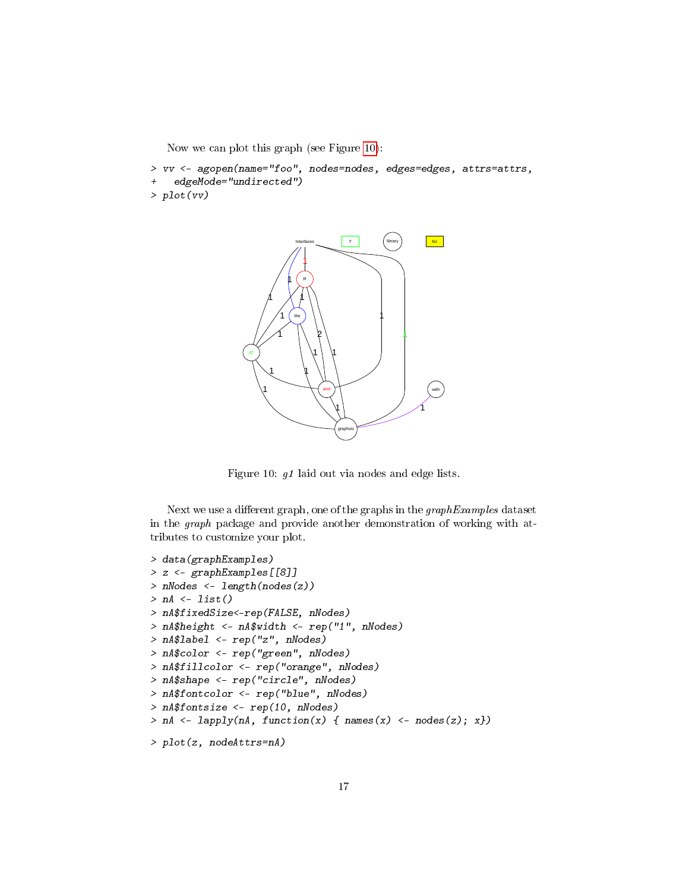Now we can plot this graph (see Figure 10):

```
> vv <- agopen(name="foo", nodes=nodes, edges=edges, attrs=attrs,
+   edgeMode="undirected")
> plot(vv)
```

Figure 10: *g1* laid out via nodes and edge lists.

Next we use a different graph, one of the graphs in the *graphExamples* dataset in the *graph* package and provide another demonstration of working with attributes to customize your plot.

```
> data(graphExamples)
> z <- graphExamples[[8]]
> nNodes <- length(nodes(z))
> nA <- list()
> nA$fixedSize<-rep(FALSE, nNodes)
> nA$height <- nA$width <- rep("1", nNodes)
> nA$label <- rep("z", nNodes)
> nA$color <- rep("green", nNodes)
> nA$fillcolor <- rep("orange", nNodes)
> nA$shape <- rep("circle", nNodes)
> nA$fontcolor <- rep("blue", nNodes)
> nA$fontsize <- rep(10, nNodes)
> nA <- lapply(nA, function(x) { names(x) <- nodes(z); x})
```

```
> plot(z, nodeAttrs=nA)
```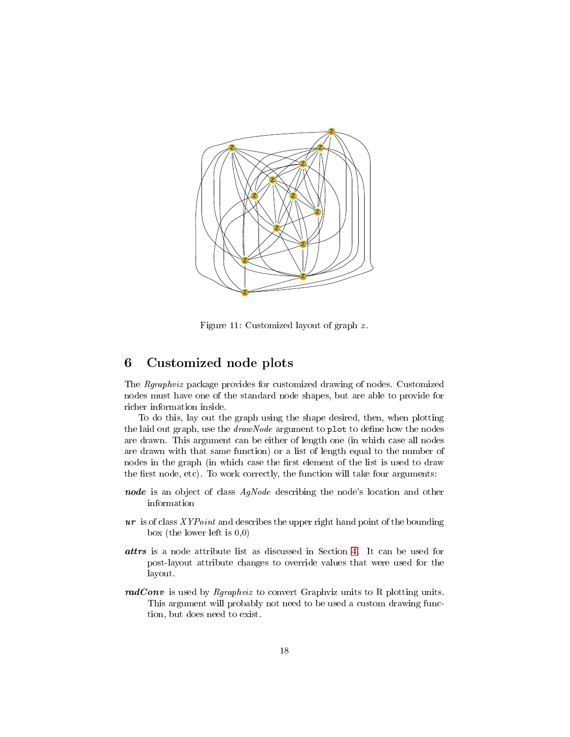Figure 11: Customized layout of graph $z$.

# 6 Customized node plots

The *Rgraphviz* package provides for customized drawing of nodes. Customized nodes must have one of the standard node shapes, but are able to provide for richer information inside.

To do this, lay out the graph using the shape desired, then, when plotting the laid out graph, use the *drawNode* argument to `plot` to define how the nodes are drawn. This argument can be either of length one (in which case all nodes are drawn with that same function) or a list of length equal to the number of nodes in the graph (in which case the first element of the list is used to draw the first node, etc). To work correctly, the function will take four arguments:

***node*** is an object of class *AgNode* describing the node's location and other information

***ur*** is of class *XYPoint* and describes the upper right hand point of the bounding box (the lower left is 0,0)

***attrs*** is a node attribute list as discussed in Section 4. It can be used for post-layout attribute changes to override values that were used for the layout.

***radConv*** is used by *Rgraphviz* to convert Graphviz units to R plotting units. This argument will probably not need to be used a custom drawing function, but does need to exist.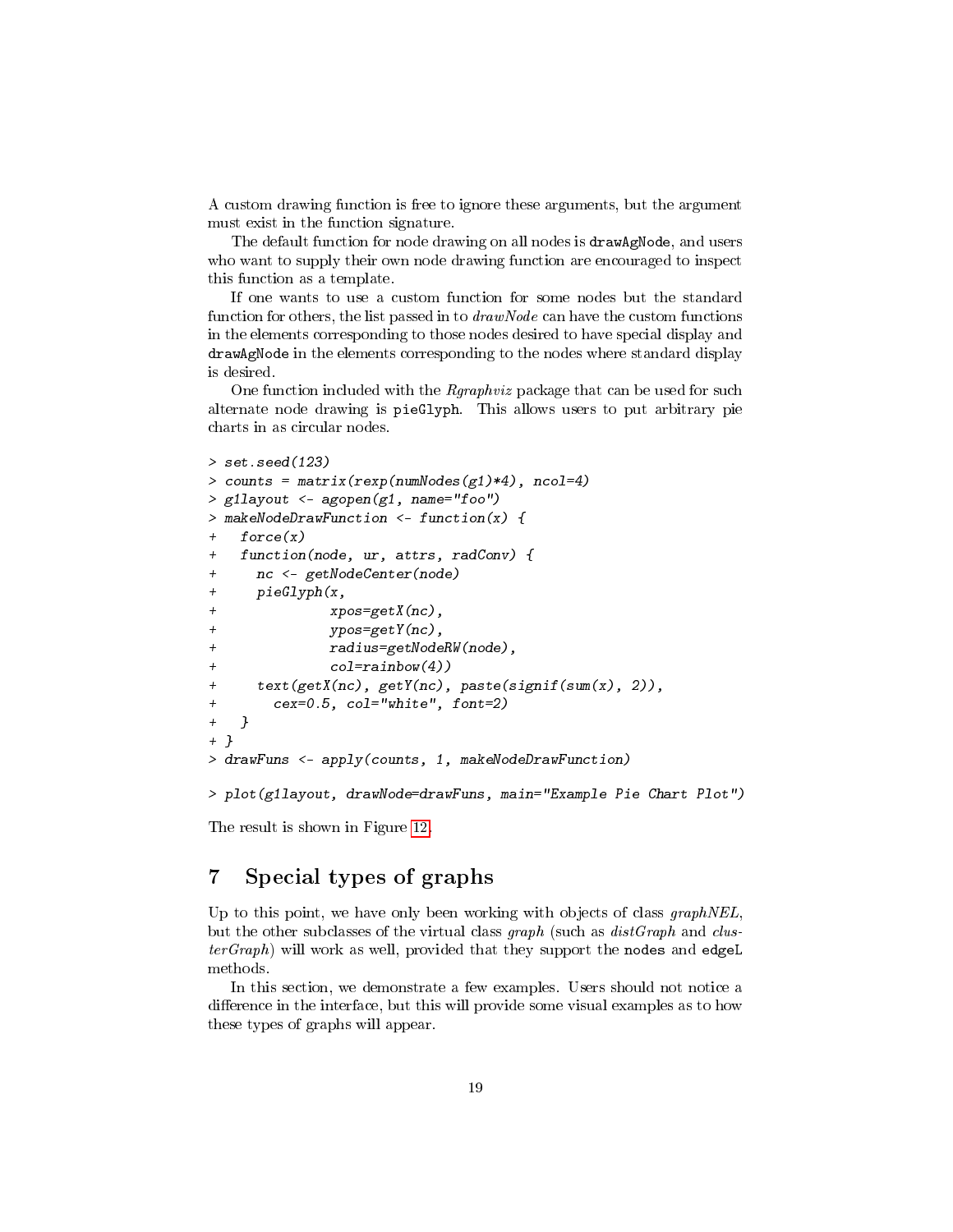A custom drawing function is free to ignore these arguments, but the argument must exist in the function signature.

The default function for node drawing on all nodes is `drawAgNode`, and users who want to supply their own node drawing function are encouraged to inspect this function as a template.

If one wants to use a custom function for some nodes but the standard function for others, the list passed in to *drawNode* can have the custom functions in the elements corresponding to those nodes desired to have special display and `drawAgNode` in the elements corresponding to the nodes where standard display is desired.

One function included with the *Rgraphviz* package that can be used for such alternate node drawing is `pieGlyph`. This allows users to put arbitrary pie charts in as circular nodes.

```
> set.seed(123)
> counts = matrix(rexp(numNodes(g1)*4), ncol=4)
> g1layout <- agopen(g1, name="foo")
> makeNodeDrawFunction <- function(x) {
+   force(x)
+   function(node, ur, attrs, radConv) {
+     nc <- getNodeCenter(node)
+     pieGlyph(x,
+              xpos=getX(nc),
+              ypos=getY(nc),
+              radius=getNodeRW(node),
+              col=rainbow(4))
+     text(getX(nc), getY(nc), paste(signif(sum(x), 2)),
+       cex=0.5, col="white", font=2)
+   }
+ }
> drawFuns <- apply(counts, 1, makeNodeDrawFunction)

> plot(g1layout, drawNode=drawFuns, main="Example Pie Chart Plot")
```

The result is shown in Figure 12.

# 7 Special types of graphs

Up to this point, we have only been working with objects of class *graphNEL*, but the other subclasses of the virtual class *graph* (such as *distGraph* and *clusterGraph*) will work as well, provided that they support the `nodes` and `edgeL` methods.

In this section, we demonstrate a few examples. Users should not notice a difference in the interface, but this will provide some visual examples as to how these types of graphs will appear.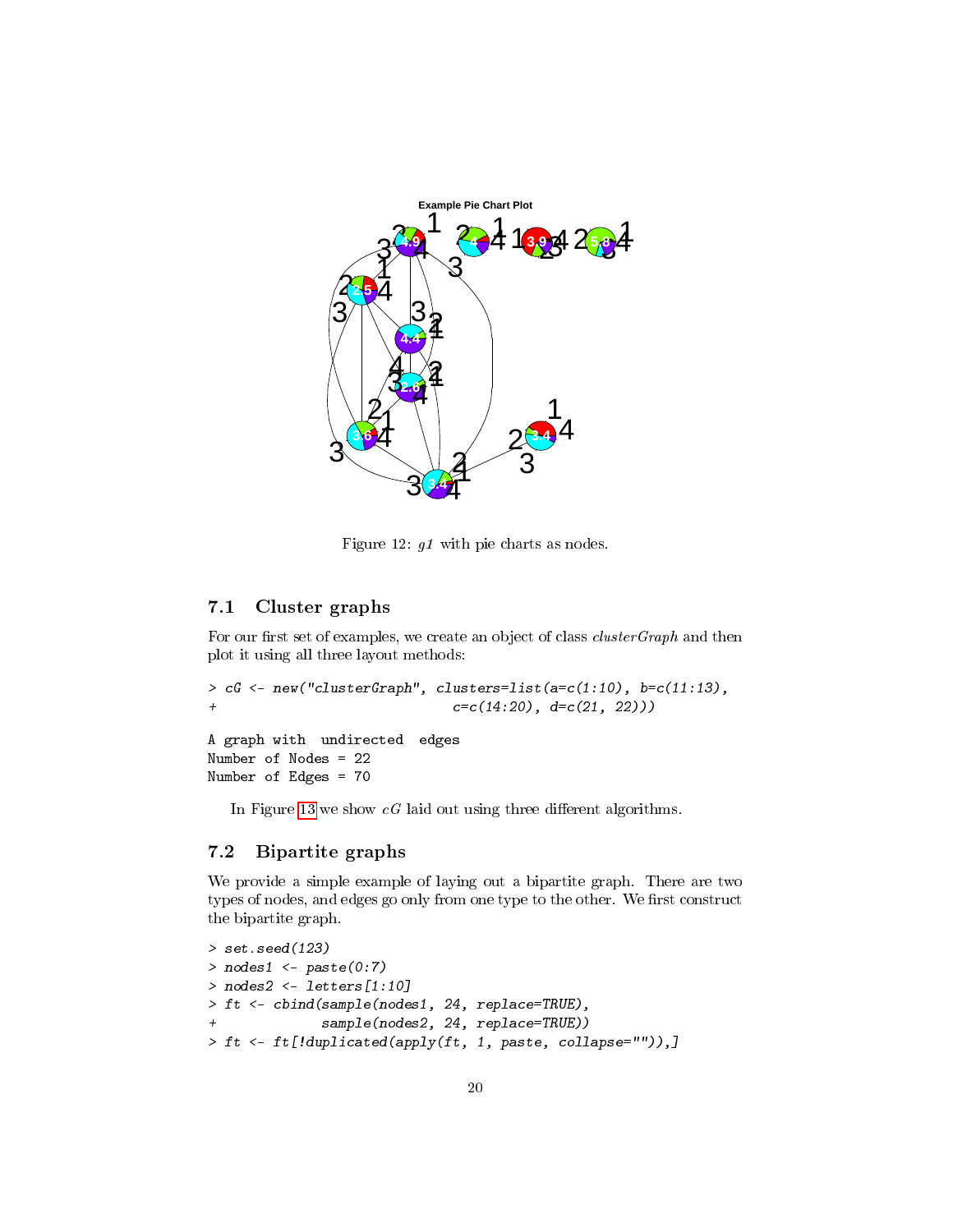Figure 12: *g1* with pie charts as nodes.

## 7.1 Cluster graphs

For our first set of examples, we create an object of class *clusterGraph* and then plot it using all three layout methods:

```
> cG <- new("clusterGraph", clusters=list(a=c(1:10), b=c(11:13),
+                           c=c(14:20), d=c(21, 22)))
```

```
A graph with  undirected  edges
Number of Nodes = 22
Number of Edges = 70
```

In Figure 13 we show *cG* laid out using three different algorithms.

## 7.2 Bipartite graphs

We provide a simple example of laying out a bipartite graph. There are two types of nodes, and edges go only from one type to the other. We first construct the bipartite graph.

```
> set.seed(123)
> nodes1 <- paste(0:7)
> nodes2 <- letters[1:10]
> ft <- cbind(sample(nodes1, 24, replace=TRUE),
+             sample(nodes2, 24, replace=TRUE))
> ft <- ft[!duplicated(apply(ft, 1, paste, collapse="")),]
```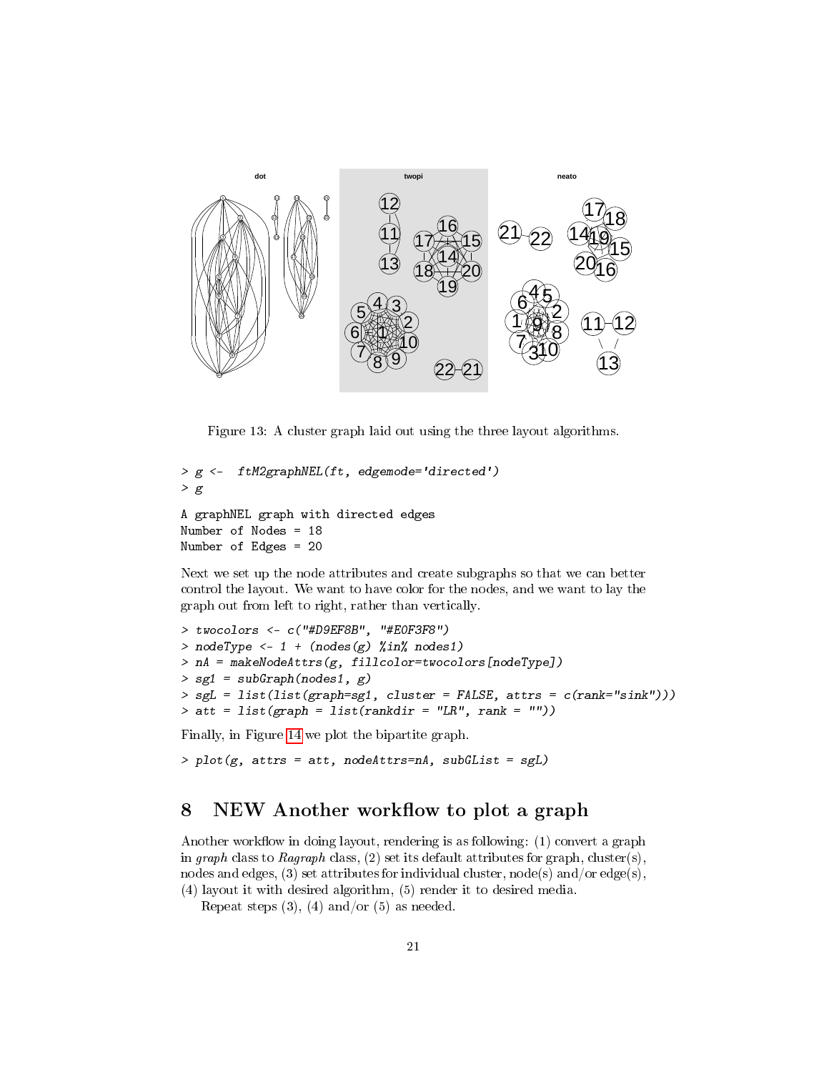Figure 13: A cluster graph laid out using the three layout algorithms.

```
> g <-  ftM2graphNEL(ft, edgemode='directed')
> g

A graphNEL graph with directed edges
Number of Nodes = 18
Number of Edges = 20
```

Next we set up the node attributes and create subgraphs so that we can better control the layout. We want to have color for the nodes, and we want to lay the graph out from left to right, rather than vertically.

```
> twocolors <- c("#D9EF8B", "#E0F3F8")
> nodeType <- 1 + (nodes(g) %in% nodes1)
> nA = makeNodeAttrs(g, fillcolor=twocolors[nodeType])
> sg1 = subGraph(nodes1, g)
> sgL = list(list(graph=sg1, cluster = FALSE, attrs = c(rank="sink")))
> att = list(graph = list(rankdir = "LR", rank = ""))
```

Finally, in Figure 14 we plot the bipartite graph.

```
> plot(g, attrs = att, nodeAttrs=nA, subGList = sgL)
```

## 8 NEW Another workflow to plot a graph

Another workflow in doing layout, rendering is as following: (1) convert a graph in *graph* class to *Ragraph* class, (2) set its default attributes for graph, cluster(s), nodes and edges, (3) set attributes for individual cluster, node(s) and/or edge(s), (4) layout it with desired algorithm, (5) render it to desired media.

Repeat steps (3), (4) and/or (5) as needed.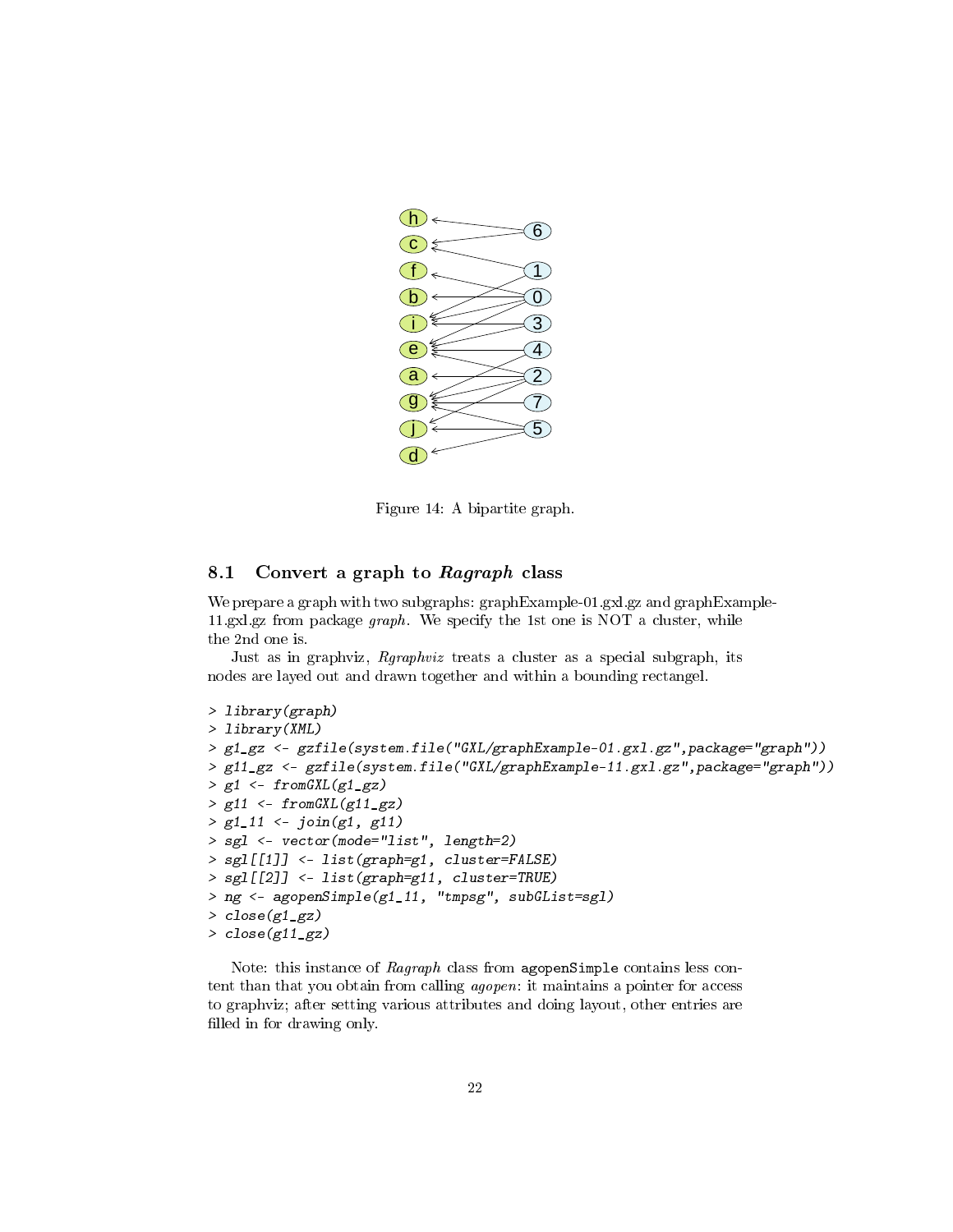Figure 14: A bipartite graph.

### 8.1 Convert a graph to *Ragraph* class

We prepare a graph with two subgraphs: graphExample-01.gxl.gz and graphExample-11.gxl.gz from package *graph*. We specify the 1st one is NOT a cluster, while the 2nd one is.

Just as in graphviz, *Rgraphviz* treats a cluster as a special subgraph, its nodes are layed out and drawn together and within a bounding rectangel.

```
> library(graph)
> library(XML)
> g1_gz <- gzfile(system.file("GXL/graphExample-01.gxl.gz",package="graph"))
> g11_gz <- gzfile(system.file("GXL/graphExample-11.gxl.gz",package="graph"))
> g1 <- fromGXL(g1_gz)
> g11 <- fromGXL(g11_gz)
> g1_11 <- join(g1, g11)
> sgl <- vector(mode="list", length=2)
> sgl[[1]] <- list(graph=g1, cluster=FALSE)
> sgl[[2]] <- list(graph=g11, cluster=TRUE)
> ng <- agopenSimple(g1_11, "tmpsg", subGList=sgl)
> close(g1_gz)
> close(g11_gz)
```

Note: this instance of *Ragraph* class from `agopenSimple` contains less content than that you obtain from calling *agopen*: it maintains a pointer for access to graphviz; after setting various attributes and doing layout, other entries are filled in for drawing only.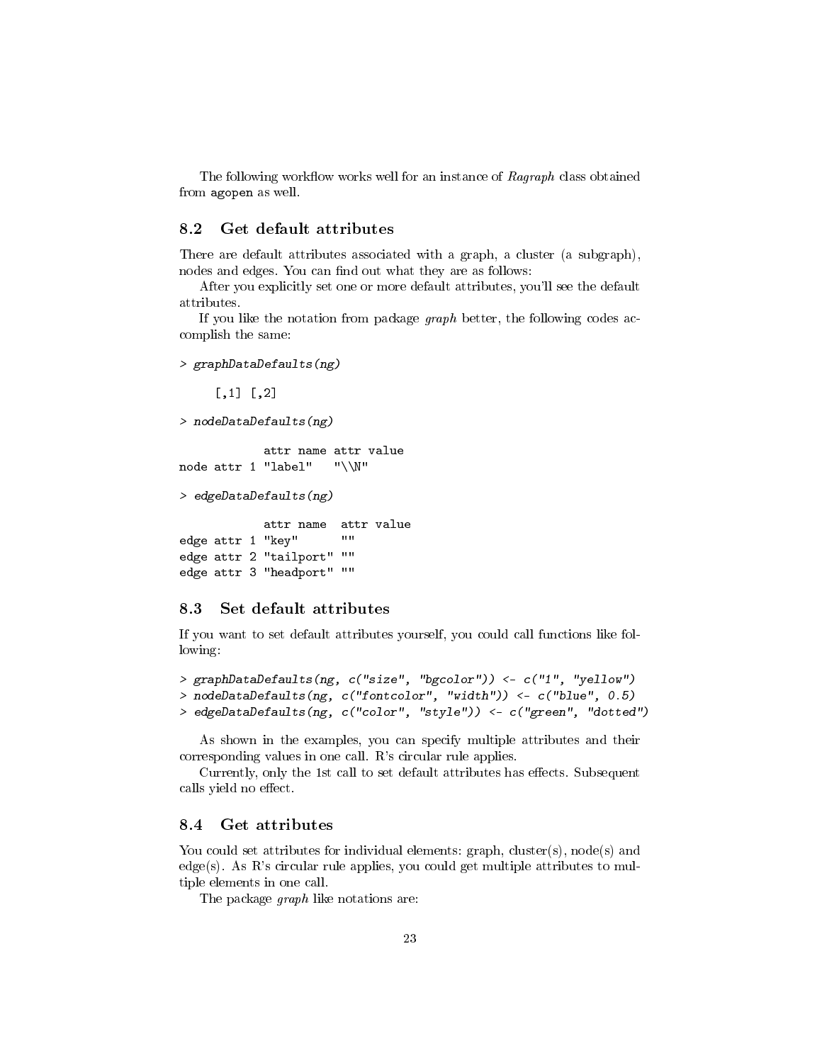The following workflow works well for an instance of *Ragraph* class obtained from agopen as well.

## 8.2 Get default attributes

There are default attributes associated with a graph, a cluster (a subgraph), nodes and edges. You can find out what they are as follows:

After you explicitly set one or more default attributes, you'll see the default attributes.

If you like the notation from package *graph* better, the following codes accomplish the same:

```
> graphDataDefaults(ng)

     [,1] [,2]

> nodeDataDefaults(ng)

            attr name attr value
node attr 1 "label"   "\\N"

> edgeDataDefaults(ng)

            attr name  attr value
edge attr 1 "key"      ""
edge attr 2 "tailport" ""
edge attr 3 "headport" ""
```

## 8.3 Set default attributes

If you want to set default attributes yourself, you could call functions like following:

```
> graphDataDefaults(ng, c("size", "bgcolor")) <- c("1", "yellow")
> nodeDataDefaults(ng, c("fontcolor", "width")) <- c("blue", 0.5)
> edgeDataDefaults(ng, c("color", "style")) <- c("green", "dotted")
```

As shown in the examples, you can specify multiple attributes and their corresponding values in one call. R's circular rule applies.

Currently, only the 1st call to set default attributes has effects. Subsequent calls yield no effect.

## 8.4 Get attributes

You could set attributes for individual elements: graph, cluster(s), node(s) and edge(s). As R's circular rule applies, you could get multiple attributes to multiple elements in one call.

The package *graph* like notations are: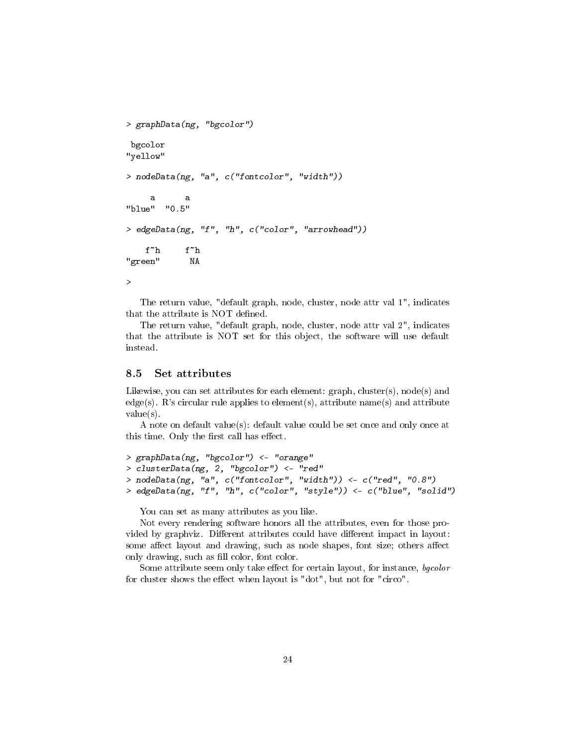```
> graphData(ng, "bgcolor")

 bgcolor
"yellow"

> nodeData(ng, "a", c("fontcolor", "width"))

     a      a
"blue"  "0.5"

> edgeData(ng, "f", "h", c("color", "arrowhead"))

    f~h     f~h
"green"      NA

>
```

The return value, "default graph, node, cluster, node attr val 1", indicates that the attribute is NOT defined.

The return value, "default graph, node, cluster, node attr val 2", indicates that the attribute is NOT set for this object, the software will use default instead.

### 8.5 Set attributes

Likewise, you can set attributes for each element: graph, cluster(s), node(s) and edge(s). R's circular rule applies to element(s), attribute name(s) and attribute value(s).

A note on default value(s): default value could be set once and only once at this time. Only the first call has effect.

```
> graphData(ng, "bgcolor") <- "orange"
> clusterData(ng, 2, "bgcolor") <- "red"
> nodeData(ng, "a", c("fontcolor", "width")) <- c("red", "0.8")
> edgeData(ng, "f", "h", c("color", "style")) <- c("blue", "solid")
```

You can set as many attributes as you like.

Not every rendering software honors all the attributes, even for those provided by graphviz. Different attributes could have different impact in layout: some affect layout and drawing, such as node shapes, font size; others affect only drawing, such as fill color, font color.

Some attribute seem only take effect for certain layout, for instance, *bgcolor* for cluster shows the effect when layout is "dot", but not for "circo".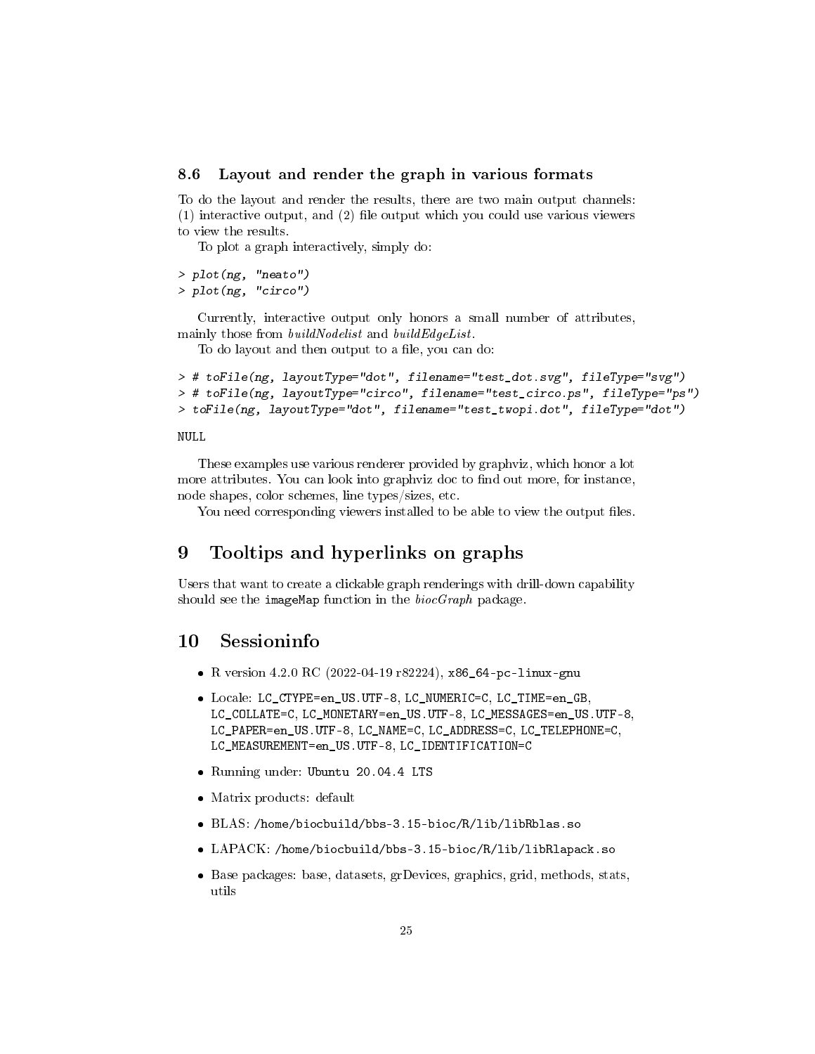### 8.6 Layout and render the graph in various formats

To do the layout and render the results, there are two main output channels: (1) interactive output, and (2) file output which you could use various viewers to view the results.

To plot a graph interactively, simply do:

```
> plot(ng, "neato")
> plot(ng, "circo")
```

Currently, interactive output only honors a small number of attributes, mainly those from *buildNodelist* and *buildEdgeList*.

To do layout and then output to a file, you can do:

```
> # toFile(ng, layoutType="dot", filename="test_dot.svg", fileType="svg")
> # toFile(ng, layoutType="circo", filename="test_circo.ps", fileType="ps")
> toFile(ng, layoutType="dot", filename="test_twopi.dot", fileType="dot")

NULL
```

These examples use various renderer provided by graphviz, which honor a lot more attributes. You can look into graphviz doc to find out more, for instance, node shapes, color schemes, line types/sizes, etc.

You need corresponding viewers installed to be able to view the output files.

## 9 Tooltips and hyperlinks on graphs

Users that want to create a clickable graph renderings with drill-down capability should see the `imageMap` function in the *biocGraph* package.

## 10 Sessioninfo

- R version 4.2.0 RC (2022-04-19 r82224), `x86_64-pc-linux-gnu`
- Locale: `LC_CTYPE=en_US.UTF-8`, `LC_NUMERIC=C`, `LC_TIME=en_GB`, `LC_COLLATE=C`, `LC_MONETARY=en_US.UTF-8`, `LC_MESSAGES=en_US.UTF-8`, `LC_PAPER=en_US.UTF-8`, `LC_NAME=C`, `LC_ADDRESS=C`, `LC_TELEPHONE=C`, `LC_MEASUREMENT=en_US.UTF-8`, `LC_IDENTIFICATION=C`
- Running under: `Ubuntu 20.04.4 LTS`
- Matrix products: default
- BLAS: `/home/biocbuild/bbs-3.15-bioc/R/lib/libRblas.so`
- LAPACK: `/home/biocbuild/bbs-3.15-bioc/R/lib/libRlapack.so`
- Base packages: base, datasets, grDevices, graphics, grid, methods, stats, utils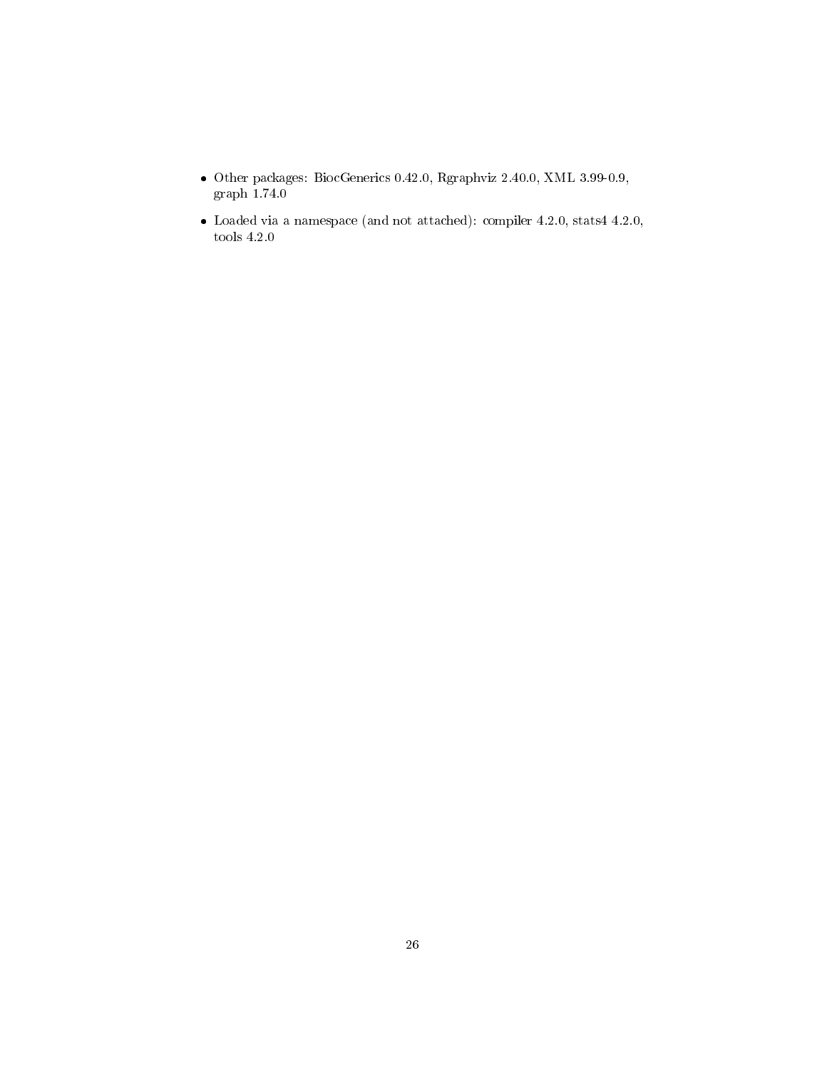- Other packages: BiocGenerics 0.42.0, Rgraphviz 2.40.0, XML 3.99-0.9, graph 1.74.0
- Loaded via a namespace (and not attached): compiler 4.2.0, stats4 4.2.0, tools 4.2.0